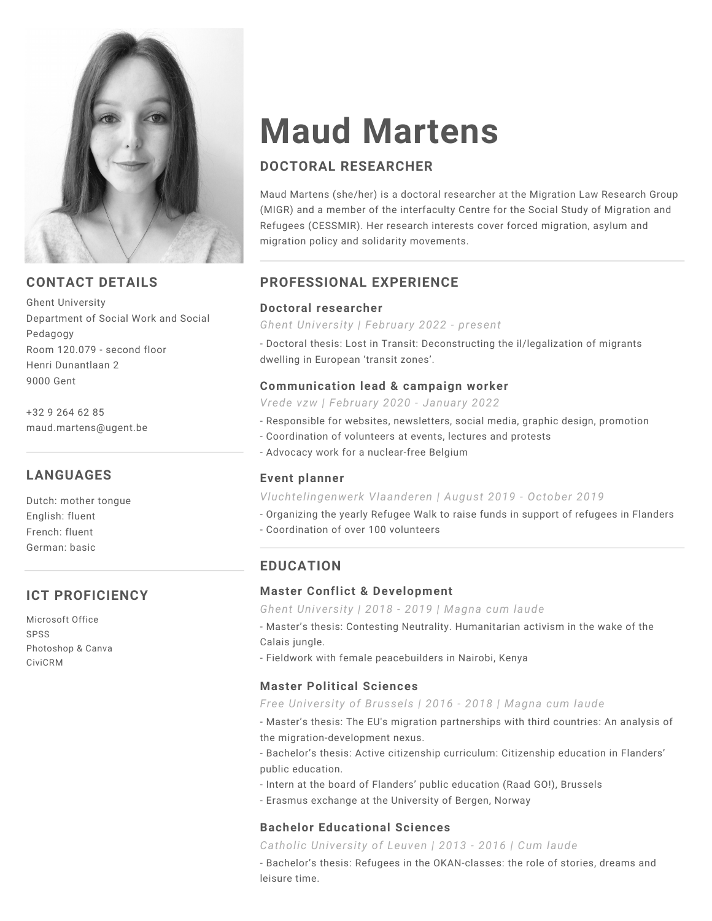# Maud Martens

## DOCTORAL RESEARCHER

Maud Martens (she/her) is a doctoral researcher at the Migration Law Research Group (MIGR) and a member of the interfaculty Centre for the Social Study of Migration and Refugees (CESSMIR). Her research interests cover forced migration, asylum and migration policy and solidarity movements.

## CONTACT DETAILS

Ghent University
Department of Social Work and Social Pedagogy
Room 120.079 - second floor
Henri Dunantlaan 2
9000 Gent

+32 9 264 62 85
maud.martens@ugent.be

## LANGUAGES

Dutch: mother tongue
English: fluent
French: fluent
German: basic

## ICT PROFICIENCY

Microsoft Office
SPSS
Photoshop & Canva
CiviCRM

## PROFESSIONAL EXPERIENCE

### Doctoral researcher

*Ghent University | February 2022 - present*

- Doctoral thesis: Lost in Transit: Deconstructing the il/legalization of migrants dwelling in European 'transit zones'.

### Communication lead & campaign worker

*Vrede vzw | February 2020 - January 2022*

- Responsible for websites, newsletters, social media, graphic design, promotion
- Coordination of volunteers at events, lectures and protests
- Advocacy work for a nuclear-free Belgium

### Event planner

*Vluchtelingenwerk Vlaanderen | August 2019 - October 2019*

- Organizing the yearly Refugee Walk to raise funds in support of refugees in Flanders
- Coordination of over 100 volunteers

## EDUCATION

### Master Conflict & Development

*Ghent University | 2018 - 2019 | Magna cum laude*

- Master's thesis: Contesting Neutrality. Humanitarian activism in the wake of the Calais jungle.
- Fieldwork with female peacebuilders in Nairobi, Kenya

### Master Political Sciences

*Free University of Brussels | 2016 - 2018 | Magna cum laude*

- Master's thesis: The EU's migration partnerships with third countries: An analysis of the migration-development nexus.
- Bachelor's thesis: Active citizenship curriculum: Citizenship education in Flanders' public education.
- Intern at the board of Flanders' public education (Raad GO!), Brussels
- Erasmus exchange at the University of Bergen, Norway

### Bachelor Educational Sciences

*Catholic University of Leuven | 2013 - 2016 | Cum laude*

- Bachelor's thesis: Refugees in the OKAN-classes: the role of stories, dreams and leisure time.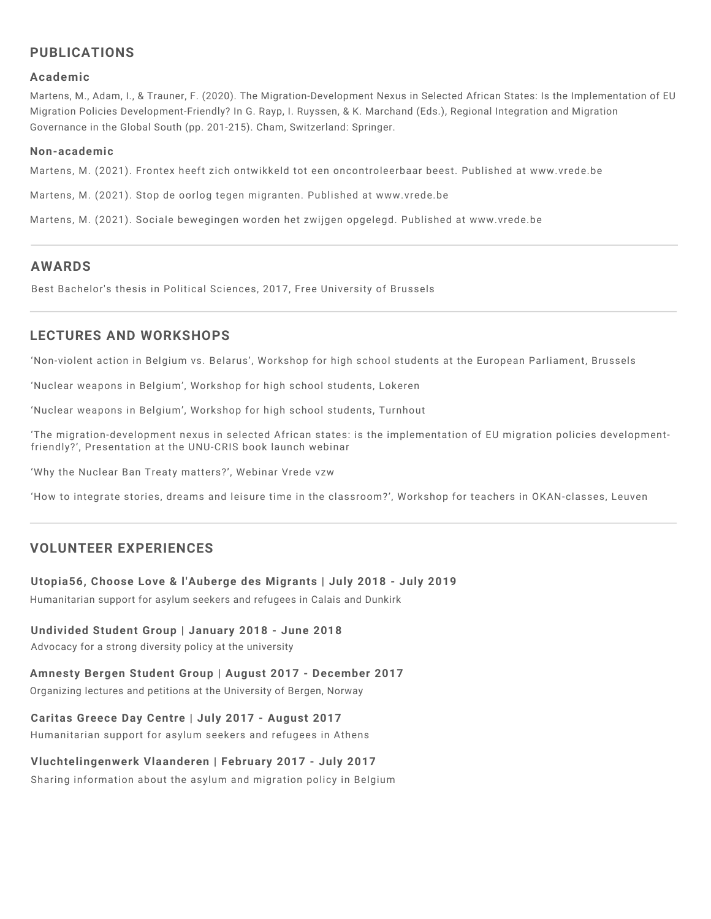## PUBLICATIONS

### Academic

Martens, M., Adam, I., & Trauner, F. (2020). The Migration-Development Nexus in Selected African States: Is the Implementation of EU Migration Policies Development-Friendly? In G. Rayp, I. Ruyssen, & K. Marchand (Eds.), Regional Integration and Migration Governance in the Global South (pp. 201-215). Cham, Switzerland: Springer.

### Non-academic

Martens, M. (2021). Frontex heeft zich ontwikkeld tot een oncontroleerbaar beest. Published at www.vrede.be

Martens, M. (2021). Stop de oorlog tegen migranten. Published at www.vrede.be

Martens, M. (2021). Sociale bewegingen worden het zwijgen opgelegd. Published at www.vrede.be

---

## AWARDS

Best Bachelor's thesis in Political Sciences, 2017, Free University of Brussels

---

## LECTURES AND WORKSHOPS

'Non-violent action in Belgium vs. Belarus', Workshop for high school students at the European Parliament, Brussels

'Nuclear weapons in Belgium', Workshop for high school students, Lokeren

'Nuclear weapons in Belgium', Workshop for high school students, Turnhout

'The migration-development nexus in selected African states: is the implementation of EU migration policies development-friendly?', Presentation at the UNU-CRIS book launch webinar

'Why the Nuclear Ban Treaty matters?', Webinar Vrede vzw

'How to integrate stories, dreams and leisure time in the classroom?', Workshop for teachers in OKAN-classes, Leuven

---

## VOLUNTEER EXPERIENCES

**Utopia56, Choose Love & l'Auberge des Migrants | July 2018 - July 2019**
Humanitarian support for asylum seekers and refugees in Calais and Dunkirk

**Undivided Student Group | January 2018 - June 2018**
Advocacy for a strong diversity policy at the university

**Amnesty Bergen Student Group | August 2017 - December 2017**
Organizing lectures and petitions at the University of Bergen, Norway

**Caritas Greece Day Centre | July 2017 - August 2017**
Humanitarian support for asylum seekers and refugees in Athens

**Vluchtelingenwerk Vlaanderen | February 2017 - July 2017**
Sharing information about the asylum and migration policy in Belgium